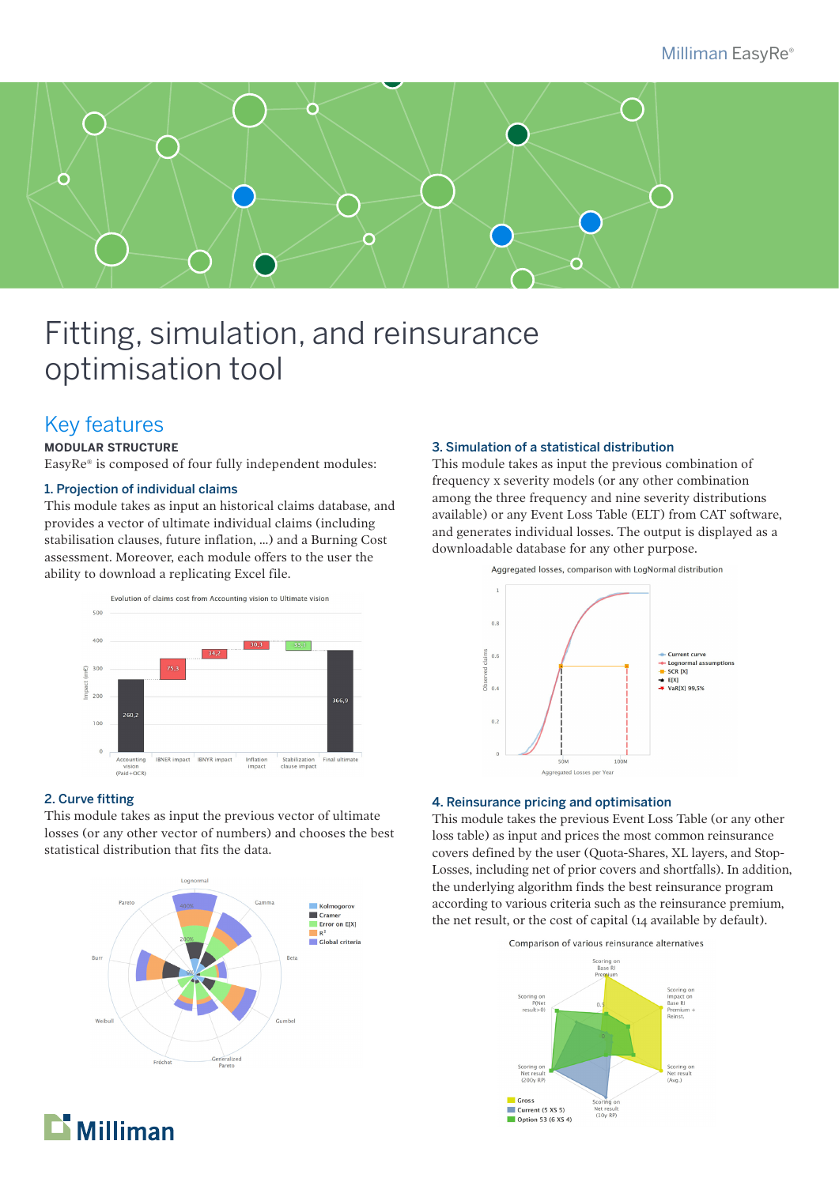# Fitting, simulation, and reinsurance optimisation tool

## Key features

**MODULAR STRUCTURE**

EasyRe® is composed of four fully independent modules:

### 1. Projection of individual claims

This module takes as input an historical claims database, and provides a vector of ultimate individual claims (including stabilisation clauses, future inflation, ...) and a Burning Cost assessment. Moreover, each module offers to the user the ability to download a replicating Excel file.

Evolution of claims cost from Accounting vision to Ultimate vision

### 2. Curve fitting

This module takes as input the previous vector of ultimate losses (or any other vector of numbers) and chooses the best statistical distribution that fits the data.

### 3. Simulation of a statistical distribution

This module takes as input the previous combination of frequency x severity models (or any other combination among the three frequency and nine severity distributions available) or any Event Loss Table (ELT) from CAT software, and generates individual losses. The output is displayed as a downloadable database for any other purpose.

Aggregated losses, comparison with LogNormal distribution

### 4. Reinsurance pricing and optimisation

This module takes the previous Event Loss Table (or any other loss table) as input and prices the most common reinsurance covers defined by the user (Quota-Shares, XL layers, and Stop-Losses, including net of prior covers and shortfalls). In addition, the underlying algorithm finds the best reinsurance program according to various criteria such as the reinsurance premium, the net result, or the cost of capital (14 available by default).

Comparison of various reinsurance alternatives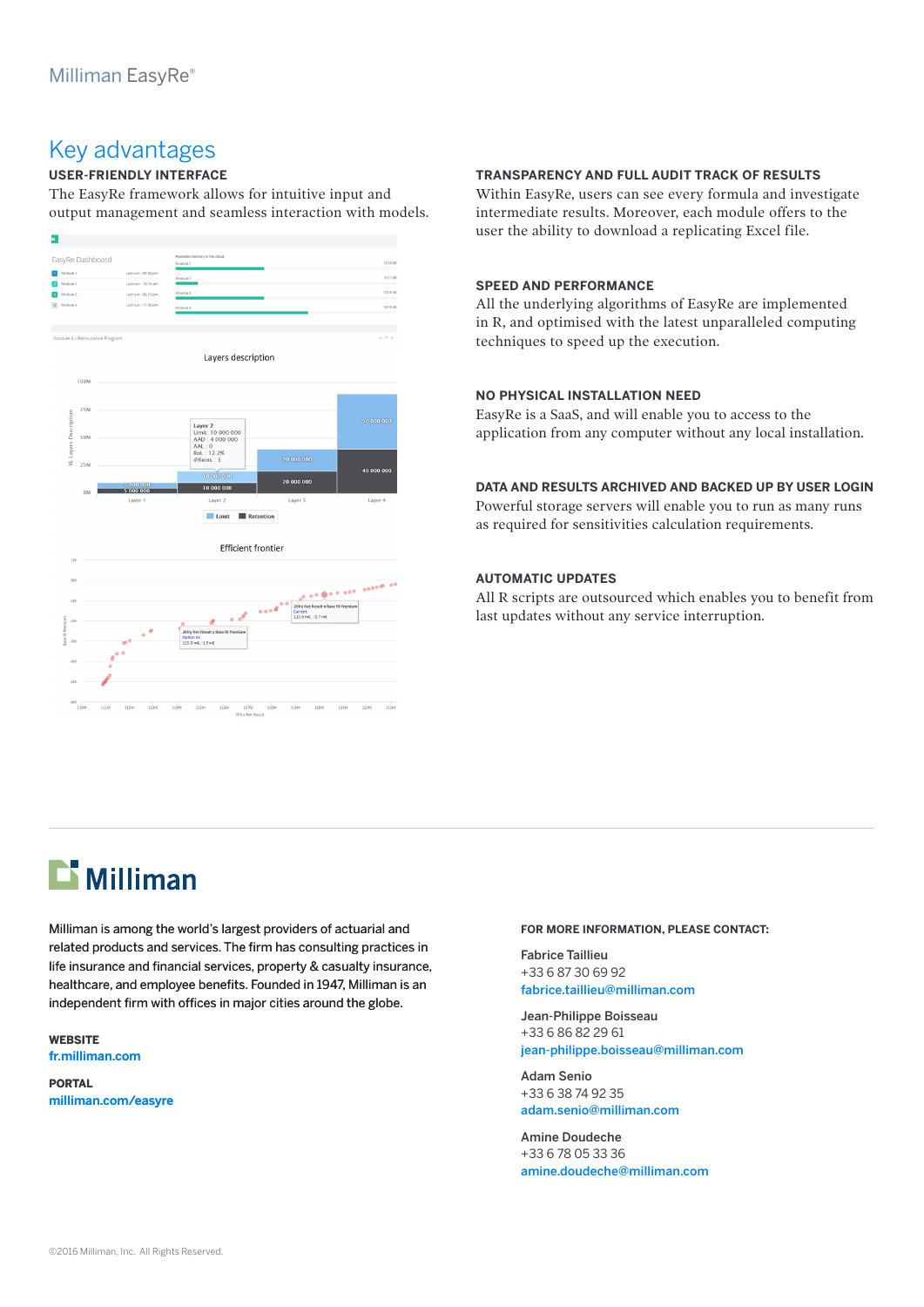Milliman EasyRe®

# Key advantages

**USER-FRIENDLY INTERFACE**

The EasyRe framework allows for intuitive input and output management and seamless interaction with models.

EasyRe Dashboard

Layers description

Layer 1
Layer 2
Layer 3
Layer 4

Limit
Retention

Efficient frontier

**TRANSPARENCY AND FULL AUDIT TRACK OF RESULTS**

Within EasyRe, users can see every formula and investigate intermediate results. Moreover, each module offers to the user the ability to download a replicating Excel file.

**SPEED AND PERFORMANCE**

All the underlying algorithms of EasyRe are implemented in R, and optimised with the latest unparalleled computing techniques to speed up the execution.

**NO PHYSICAL INSTALLATION NEED**

EasyRe is a SaaS, and will enable you to access to the application from any computer without any local installation.

**DATA AND RESULTS ARCHIVED AND BACKED UP BY USER LOGIN**

Powerful storage servers will enable you to run as many runs as required for sensitivities calculation requirements.

**AUTOMATIC UPDATES**

All R scripts are outsourced which enables you to benefit from last updates without any service interruption.

---

**Milliman**

Milliman is among the world's largest providers of actuarial and related products and services. The firm has consulting practices in life insurance and financial services, property & casualty insurance, healthcare, and employee benefits. Founded in 1947, Milliman is an independent firm with offices in major cities around the globe.

**WEBSITE**
fr.milliman.com

**PORTAL**
milliman.com/easyre

**FOR MORE INFORMATION, PLEASE CONTACT:**

Fabrice Taillieu
+33 6 87 30 69 92
fabrice.taillieu@milliman.com

Jean-Philippe Boisseau
+33 6 86 82 29 61
jean-philippe.boisseau@milliman.com

Adam Senio
+33 6 38 74 92 35
adam.senio@milliman.com

Amine Doudeche
+33 6 78 05 33 36
amine.doudeche@milliman.com

©2016 Milliman, Inc. All Rights Reserved.